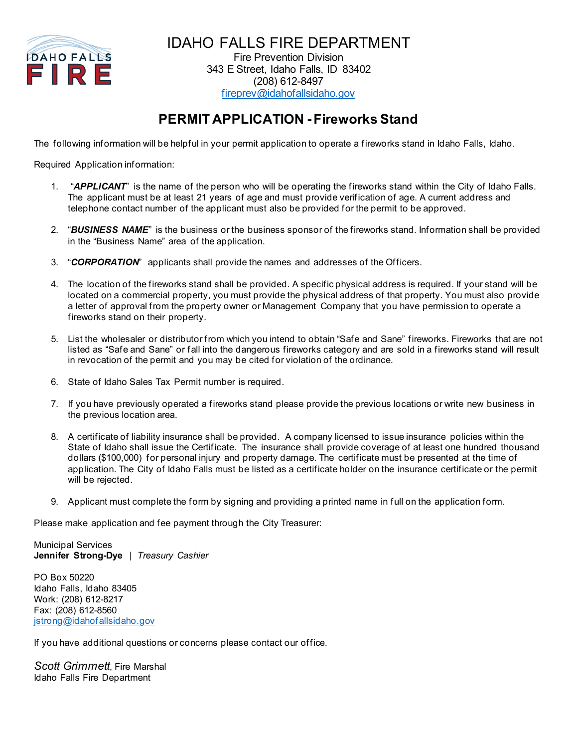# IDAHO FALLS FIRE DEPARTMENT

Fire Prevention Division
343 E Street, Idaho Falls, ID 83402
(208) 612-8497
fireprev@idahofallsidaho.gov

## PERMIT APPLICATION - Fireworks Stand

The following information will be helpful in your permit application to operate a fireworks stand in Idaho Falls, Idaho.

Required Application information:

1. "***APPLICANT***" is the name of the person who will be operating the fireworks stand within the City of Idaho Falls. The applicant must be at least 21 years of age and must provide verification of age. A current address and telephone contact number of the applicant must also be provided for the permit to be approved.
2. "***BUSINESS NAME***" is the business or the business sponsor of the fireworks stand. Information shall be provided in the "Business Name" area of the application.
3. "***CORPORATION***" applicants shall provide the names and addresses of the Officers.
4. The location of the fireworks stand shall be provided. A specific physical address is required. If your stand will be located on a commercial property, you must provide the physical address of that property. You must also provide a letter of approval from the property owner or Management Company that you have permission to operate a fireworks stand on their property.
5. List the wholesaler or distributor from which you intend to obtain "Safe and Sane" fireworks. Fireworks that are not listed as "Safe and Sane" or fall into the dangerous fireworks category and are sold in a fireworks stand will result in revocation of the permit and you may be cited for violation of the ordinance.
6. State of Idaho Sales Tax Permit number is required.
7. If you have previously operated a fireworks stand please provide the previous locations or write new business in the previous location area.
8. A certificate of liability insurance shall be provided. A company licensed to issue insurance policies within the State of Idaho shall issue the Certificate. The insurance shall provide coverage of at least one hundred thousand dollars ($100,000) for personal injury and property damage. The certificate must be presented at the time of application. The City of Idaho Falls must be listed as a certificate holder on the insurance certificate or the permit will be rejected.
9. Applicant must complete the form by signing and providing a printed name in full on the application form.

Please make application and fee payment through the City Treasurer:

Municipal Services
**Jennifer Strong-Dye** | *Treasury Cashier*

PO Box 50220
Idaho Falls, Idaho 83405
Work: (208) 612-8217
Fax: (208) 612-8560
jstrong@idahofallsidaho.gov

If you have additional questions or concerns please contact our office.

*Scott Grimmett*, Fire Marshal
Idaho Falls Fire Department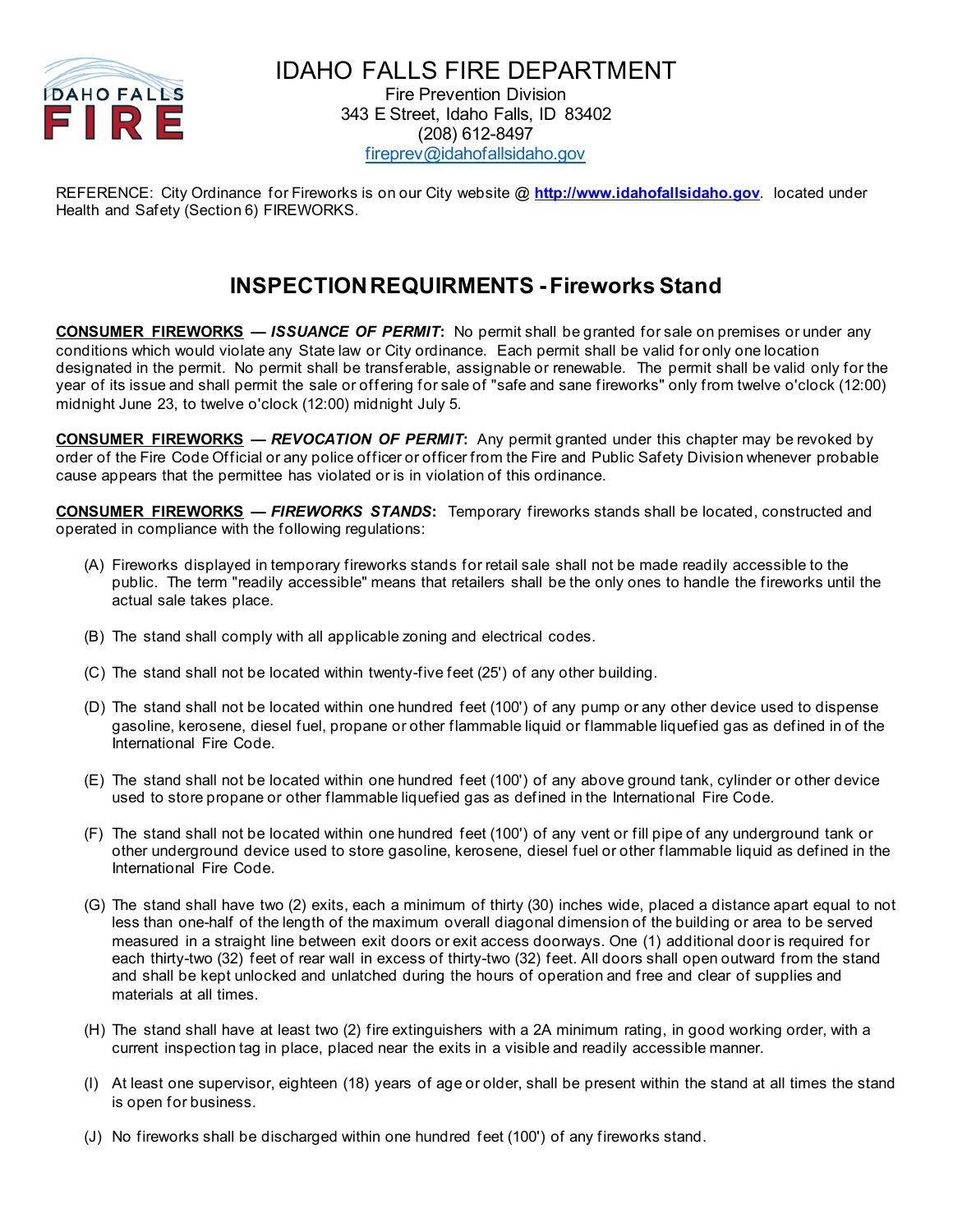# IDAHO FALLS FIRE DEPARTMENT

Fire Prevention Division
343 E Street, Idaho Falls, ID 83402
(208) 612-8497
fireprev@idahofallsidaho.gov

REFERENCE: City Ordinance for Fireworks is on our City website @ **http://www.idahofallsidaho.gov**. located under Health and Safety (Section 6) FIREWORKS.

## INSPECTION REQUIRMENTS - Fireworks Stand

**CONSUMER FIREWORKS — *ISSUANCE OF PERMIT*:** No permit shall be granted for sale on premises or under any conditions which would violate any State law or City ordinance. Each permit shall be valid for only one location designated in the permit. No permit shall be transferable, assignable or renewable. The permit shall be valid only for the year of its issue and shall permit the sale or offering for sale of "safe and sane fireworks" only from twelve o'clock (12:00) midnight June 23, to twelve o'clock (12:00) midnight July 5.

**CONSUMER FIREWORKS — *REVOCATION OF PERMIT*:** Any permit granted under this chapter may be revoked by order of the Fire Code Official or any police officer or officer from the Fire and Public Safety Division whenever probable cause appears that the permittee has violated or is in violation of this ordinance.

**CONSUMER FIREWORKS — *FIREWORKS STANDS*:** Temporary fireworks stands shall be located, constructed and operated in compliance with the following regulations:

(A) Fireworks displayed in temporary fireworks stands for retail sale shall not be made readily accessible to the public. The term "readily accessible" means that retailers shall be the only ones to handle the fireworks until the actual sale takes place.

(B) The stand shall comply with all applicable zoning and electrical codes.

(C) The stand shall not be located within twenty-five feet (25') of any other building.

(D) The stand shall not be located within one hundred feet (100') of any pump or any other device used to dispense gasoline, kerosene, diesel fuel, propane or other flammable liquid or flammable liquefied gas as defined in of the International Fire Code.

(E) The stand shall not be located within one hundred feet (100') of any above ground tank, cylinder or other device used to store propane or other flammable liquefied gas as defined in the International Fire Code.

(F) The stand shall not be located within one hundred feet (100') of any vent or fill pipe of any underground tank or other underground device used to store gasoline, kerosene, diesel fuel or other flammable liquid as defined in the International Fire Code.

(G) The stand shall have two (2) exits, each a minimum of thirty (30) inches wide, placed a distance apart equal to not less than one-half of the length of the maximum overall diagonal dimension of the building or area to be served measured in a straight line between exit doors or exit access doorways. One (1) additional door is required for each thirty-two (32) feet of rear wall in excess of thirty-two (32) feet. All doors shall open outward from the stand and shall be kept unlocked and unlatched during the hours of operation and free and clear of supplies and materials at all times.

(H) The stand shall have at least two (2) fire extinguishers with a 2A minimum rating, in good working order, with a current inspection tag in place, placed near the exits in a visible and readily accessible manner.

(I) At least one supervisor, eighteen (18) years of age or older, shall be present within the stand at all times the stand is open for business.

(J) No fireworks shall be discharged within one hundred feet (100') of any fireworks stand.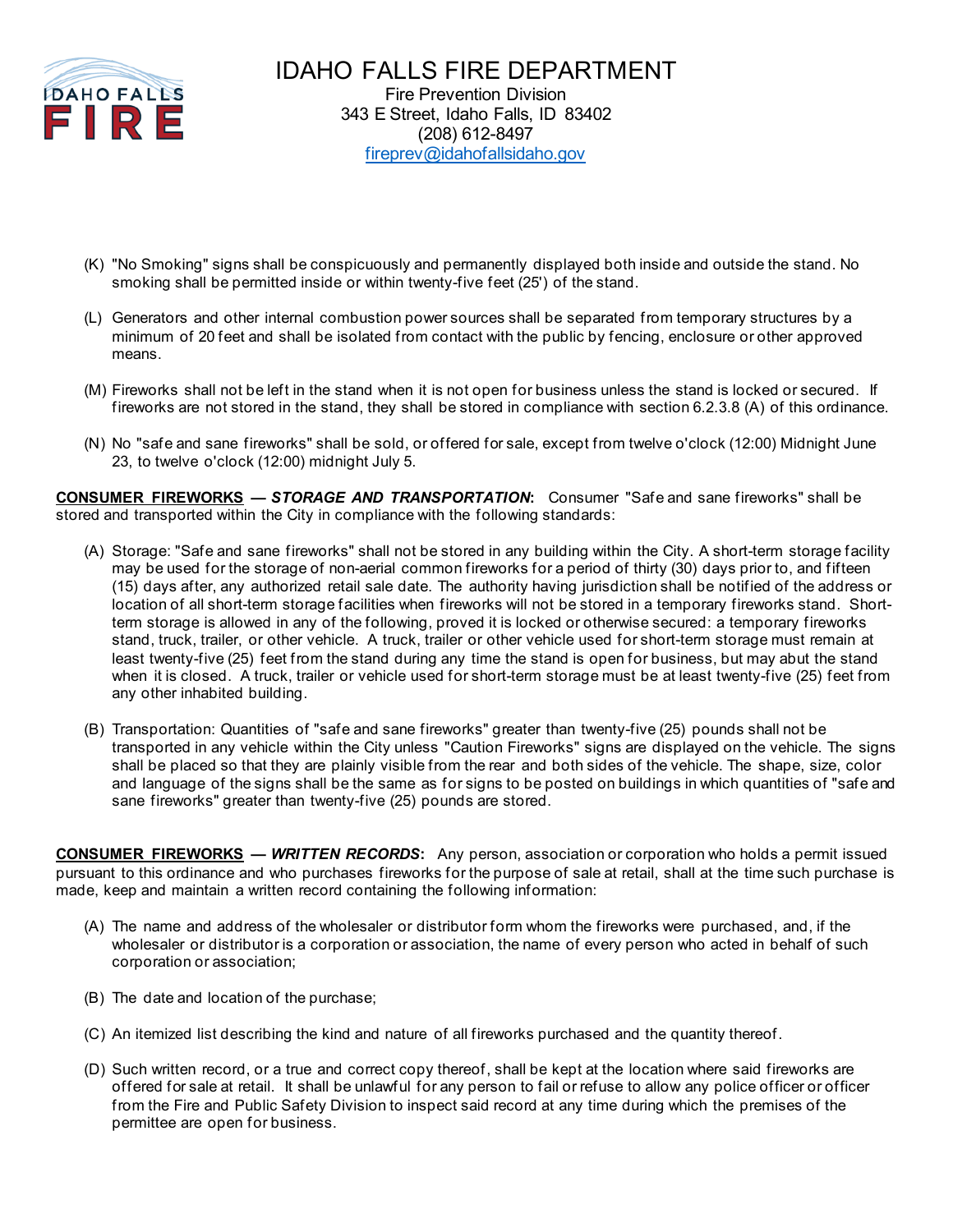# IDAHO FALLS FIRE DEPARTMENT

Fire Prevention Division
343 E Street, Idaho Falls, ID 83402
(208) 612-8497
fireprev@idahofallsidaho.gov

(K) "No Smoking" signs shall be conspicuously and permanently displayed both inside and outside the stand. No smoking shall be permitted inside or within twenty-five feet (25') of the stand.

(L) Generators and other internal combustion power sources shall be separated from temporary structures by a minimum of 20 feet and shall be isolated from contact with the public by fencing, enclosure or other approved means.

(M) Fireworks shall not be left in the stand when it is not open for business unless the stand is locked or secured. If fireworks are not stored in the stand, they shall be stored in compliance with section 6.2.3.8 (A) of this ordinance.

(N) No "safe and sane fireworks" shall be sold, or offered for sale, except from twelve o'clock (12:00) Midnight June 23, to twelve o'clock (12:00) midnight July 5.

**CONSUMER FIREWORKS — *STORAGE AND TRANSPORTATION*:** Consumer "Safe and sane fireworks" shall be stored and transported within the City in compliance with the following standards:

(A) Storage: "Safe and sane fireworks" shall not be stored in any building within the City. A short-term storage facility may be used for the storage of non-aerial common fireworks for a period of thirty (30) days prior to, and fifteen (15) days after, any authorized retail sale date. The authority having jurisdiction shall be notified of the address or location of all short-term storage facilities when fireworks will not be stored in a temporary fireworks stand. Short-term storage is allowed in any of the following, proved it is locked or otherwise secured: a temporary fireworks stand, truck, trailer, or other vehicle. A truck, trailer or other vehicle used for short-term storage must remain at least twenty-five (25) feet from the stand during any time the stand is open for business, but may abut the stand when it is closed. A truck, trailer or vehicle used for short-term storage must be at least twenty-five (25) feet from any other inhabited building.

(B) Transportation: Quantities of "safe and sane fireworks" greater than twenty-five (25) pounds shall not be transported in any vehicle within the City unless "Caution Fireworks" signs are displayed on the vehicle. The signs shall be placed so that they are plainly visible from the rear and both sides of the vehicle. The shape, size, color and language of the signs shall be the same as for signs to be posted on buildings in which quantities of "safe and sane fireworks" greater than twenty-five (25) pounds are stored.

**CONSUMER FIREWORKS — *WRITTEN RECORDS*:** Any person, association or corporation who holds a permit issued pursuant to this ordinance and who purchases fireworks for the purpose of sale at retail, shall at the time such purchase is made, keep and maintain a written record containing the following information:

(A) The name and address of the wholesaler or distributor form whom the fireworks were purchased, and, if the wholesaler or distributor is a corporation or association, the name of every person who acted in behalf of such corporation or association;

(B) The date and location of the purchase;

(C) An itemized list describing the kind and nature of all fireworks purchased and the quantity thereof.

(D) Such written record, or a true and correct copy thereof, shall be kept at the location where said fireworks are offered for sale at retail. It shall be unlawful for any person to fail or refuse to allow any police officer or officer from the Fire and Public Safety Division to inspect said record at any time during which the premises of the permittee are open for business.